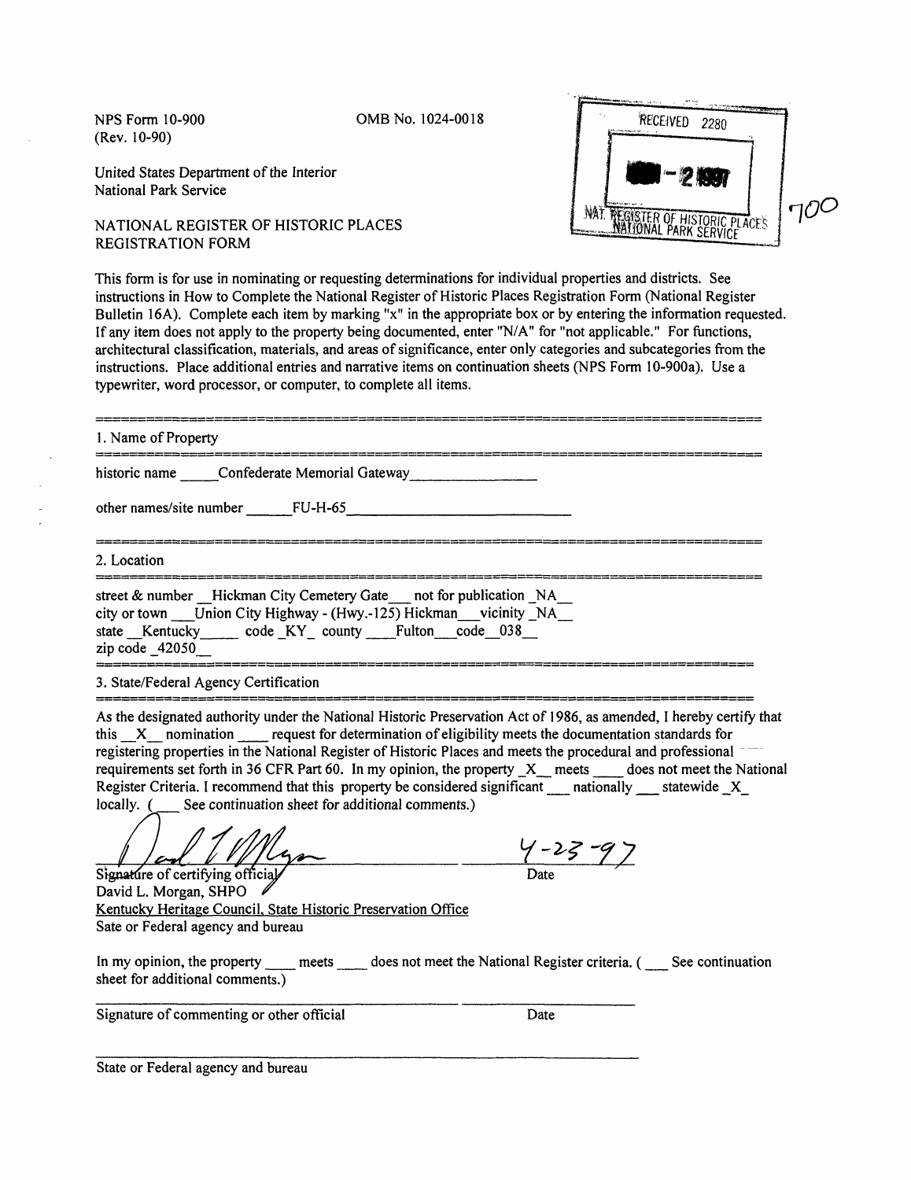NPS Form 10-900
(Rev. 10-90)

OMB No. 1024-0018

RECEIVED 2280

-2 1997

NAT. REGISTER OF HISTORIC PLACES
NATIONAL PARK SERVICE

700

United States Department of the Interior
National Park Service

NATIONAL REGISTER OF HISTORIC PLACES
REGISTRATION FORM

This form is for use in nominating or requesting determinations for individual properties and districts. See instructions in How to Complete the National Register of Historic Places Registration Form (National Register Bulletin 16A). Complete each item by marking "x" in the appropriate box or by entering the information requested. If any item does not apply to the property being documented, enter "N/A" for "not applicable." For functions, architectural classification, materials, and areas of significance, enter only categories and subcategories from the instructions. Place additional entries and narrative items on continuation sheets (NPS Form 10-900a). Use a typewriter, word processor, or computer, to complete all items.

## 1. Name of Property

historic name ____Confederate Memorial Gateway________________

other names/site number ______FU-H-65___________________________

## 2. Location

street & number __Hickman City Cemetery Gate___ not for publication _NA__
city or town ___Union City Highway - (Hwy.-125) Hickman___vicinity _NA__
state __Kentucky_____ code _KY_ county ____Fulton___code __038__
zip code _42050__

## 3. State/Federal Agency Certification

As the designated authority under the National Historic Preservation Act of 1986, as amended, I hereby certify that this __X__ nomination ____ request for determination of eligibility meets the documentation standards for registering properties in the National Register of Historic Places and meets the procedural and professional requirements set forth in 36 CFR Part 60. In my opinion, the property _X__ meets ____ does not meet the National Register Criteria. I recommend that this property be considered significant ___ nationally ___ statewide _X_ locally. ( ___ See continuation sheet for additional comments.)

Signature of certifying official — Date 4-23-97
David L. Morgan, SHPO
Kentucky Heritage Council, State Historic Preservation Office
Sate or Federal agency and bureau

In my opinion, the property ____ meets ____ does not meet the National Register criteria. ( ___ See continuation sheet for additional comments.)

_______________________________________ ________________
Signature of commenting or other official Date

_______________________________________
State or Federal agency and bureau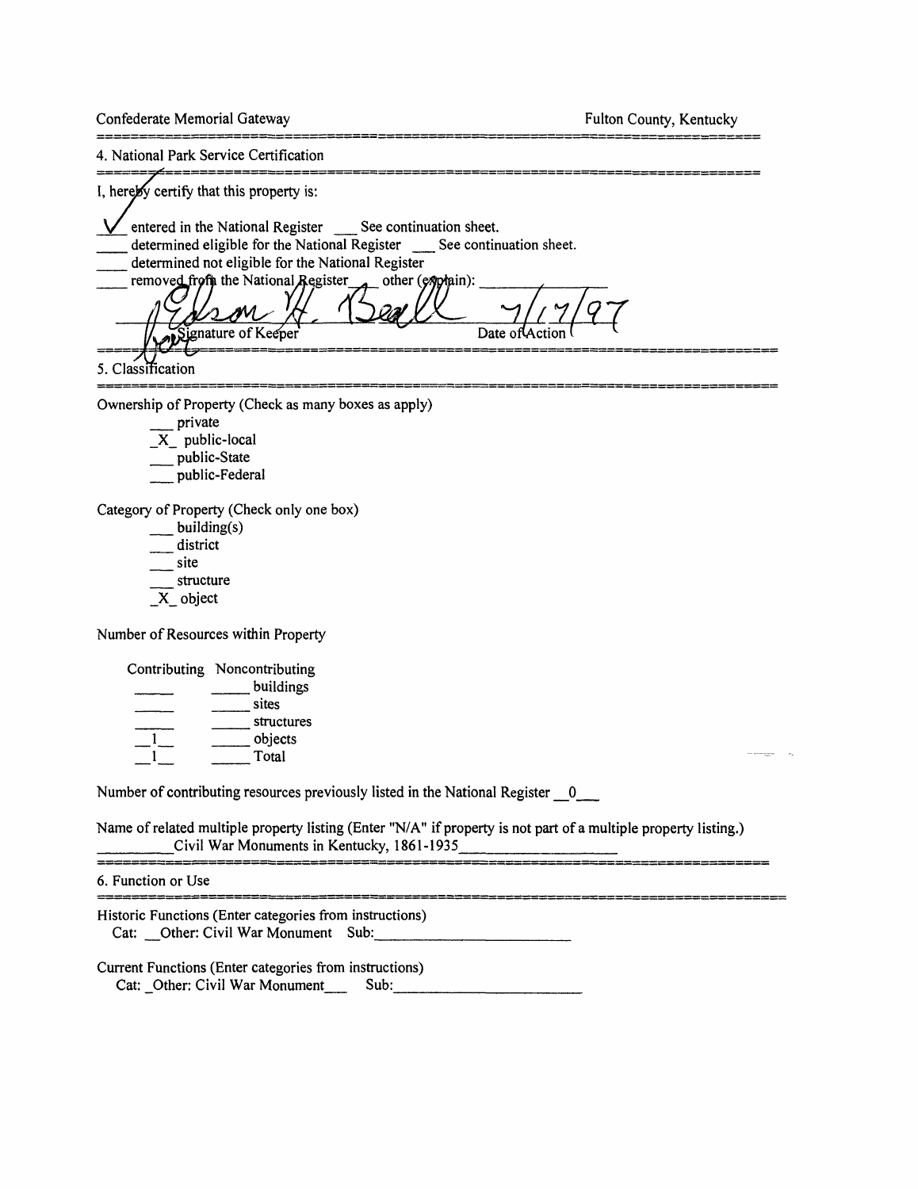Confederate Memorial Gateway — Fulton County, Kentucky

## 4. National Park Service Certification

I, hereby certify that this property is:

✓ entered in the National Register ___ See continuation sheet.
___ determined eligible for the National Register ___ See continuation sheet.
___ determined not eligible for the National Register
___ removed from the National Register ___ other (explain): ___________

Edson H. Beall — Signature of Keeper — 7/17/97 Date of Action

## 5. Classification

Ownership of Property (Check as many boxes as apply)

- ___ private
- _X_ public-local
- ___ public-State
- ___ public-Federal

Category of Property (Check only one box)

- ___ building(s)
- ___ district
- ___ site
- ___ structure
- _X_ object

Number of Resources within Property

| Contributing | Noncontributing | |
|---|---|---|
| ___ | ___ | buildings |
| ___ | ___ | sites |
| ___ | ___ | structures |
| 1 | ___ | objects |
| 1 | ___ | Total |

Number of contributing resources previously listed in the National Register __0__

Name of related multiple property listing (Enter "N/A" if property is not part of a multiple property listing.)
Civil War Monuments in Kentucky, 1861-1935

## 6. Function or Use

Historic Functions (Enter categories from instructions)
Cat: Other: Civil War Monument Sub: ___________

Current Functions (Enter categories from instructions)
Cat: Other: Civil War Monument Sub: ___________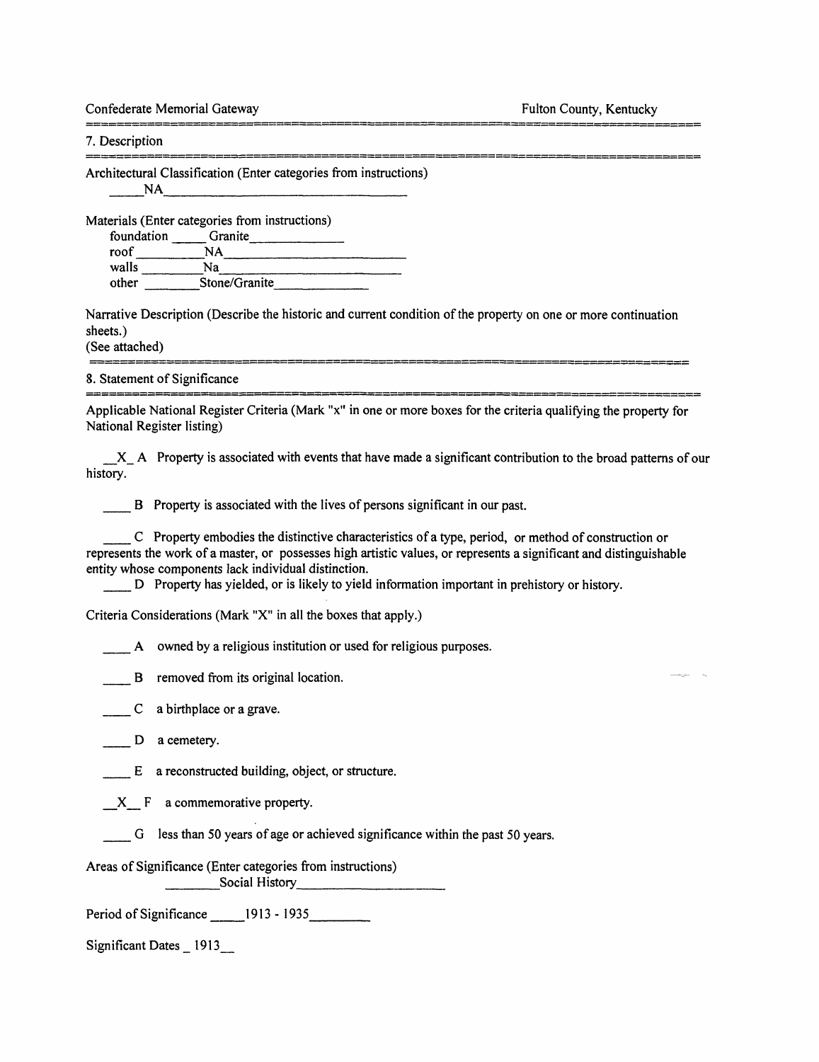Confederate Memorial Gateway — Fulton County, Kentucky

## 7. Description

Architectural Classification (Enter categories from instructions)
NA

Materials (Enter categories from instructions)
- foundation: Granite
- roof: NA
- walls: Na
- other: Stone/Granite

Narrative Description (Describe the historic and current condition of the property on one or more continuation sheets.)
(See attached)

## 8. Statement of Significance

Applicable National Register Criteria (Mark "x" in one or more boxes for the criteria qualifying the property for National Register listing)

\_X\_ A Property is associated with events that have made a significant contribution to the broad patterns of our history.

\_\_\_\_ B Property is associated with the lives of persons significant in our past.

\_\_\_\_ C Property embodies the distinctive characteristics of a type, period, or method of construction or represents the work of a master, or possesses high artistic values, or represents a significant and distinguishable entity whose components lack individual distinction.

\_\_\_\_ D Property has yielded, or is likely to yield information important in prehistory or history.

Criteria Considerations (Mark "X" in all the boxes that apply.)

\_\_\_\_ A owned by a religious institution or used for religious purposes.

\_\_\_\_ B removed from its original location.

\_\_\_\_ C a birthplace or a grave.

\_\_\_\_ D a cemetery.

\_\_\_\_ E a reconstructed building, object, or structure.

\_X\_ F a commemorative property.

\_\_\_\_ G less than 50 years of age or achieved significance within the past 50 years.

Areas of Significance (Enter categories from instructions)
Social History

Period of Significance: 1913 - 1935

Significant Dates: 1913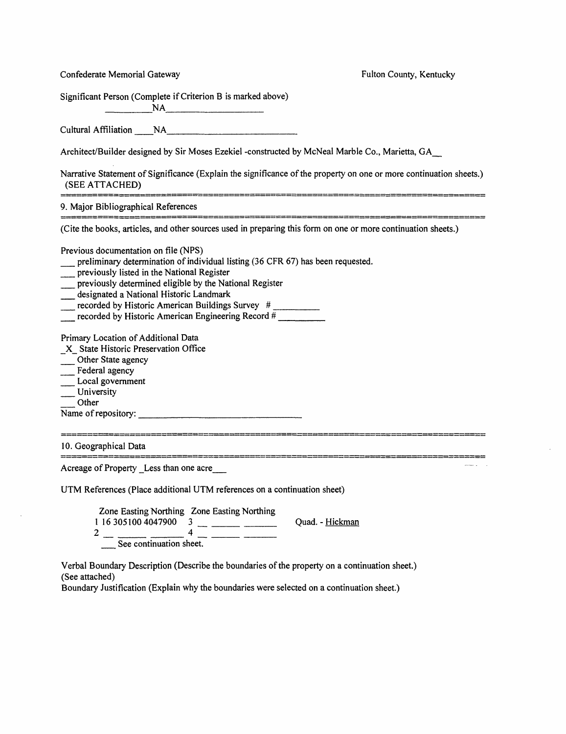Confederate Memorial Gateway Fulton County, Kentucky

Significant Person (Complete if Criterion B is marked above)
__________NA____________________

Cultural Affiliation ____NA____________________________

Architect/Builder designed by Sir Moses Ezekiel -constructed by McNeal Marble Co., Marietta, GA__

Narrative Statement of Significance (Explain the significance of the property on one or more continuation sheets.)
(SEE ATTACHED)

## 9. Major Bibliographical References

(Cite the books, articles, and other sources used in preparing this form on one or more continuation sheets.)

Previous documentation on file (NPS)
___ preliminary determination of individual listing (36 CFR 67) has been requested.
___ previously listed in the National Register
___ previously determined eligible by the National Register
___ designated a National Historic Landmark
___ recorded by Historic American Buildings Survey # _________
___ recorded by Historic American Engineering Record # _________

Primary Location of Additional Data
_X_ State Historic Preservation Office
___ Other State agency
___ Federal agency
___ Local government
___ University
___ Other
Name of repository: ________________________________

## 10. Geographical Data

Acreage of Property _Less than one acre___

UTM References (Place additional UTM references on a continuation sheet)

| | Zone | Easting | Northing | | Zone | Easting | Northing |
|---|---|---|---|---|---|---|---|
| 1 | 16 | 305100 | 4047900 | 3 | __ | ______ | ______ |
| 2 | __ | ______ | ______ | 4 | __ | ______ | ______ |

Quad. - Hickman

___ See continuation sheet.

Verbal Boundary Description (Describe the boundaries of the property on a continuation sheet.)
(See attached)
Boundary Justification (Explain why the boundaries were selected on a continuation sheet.)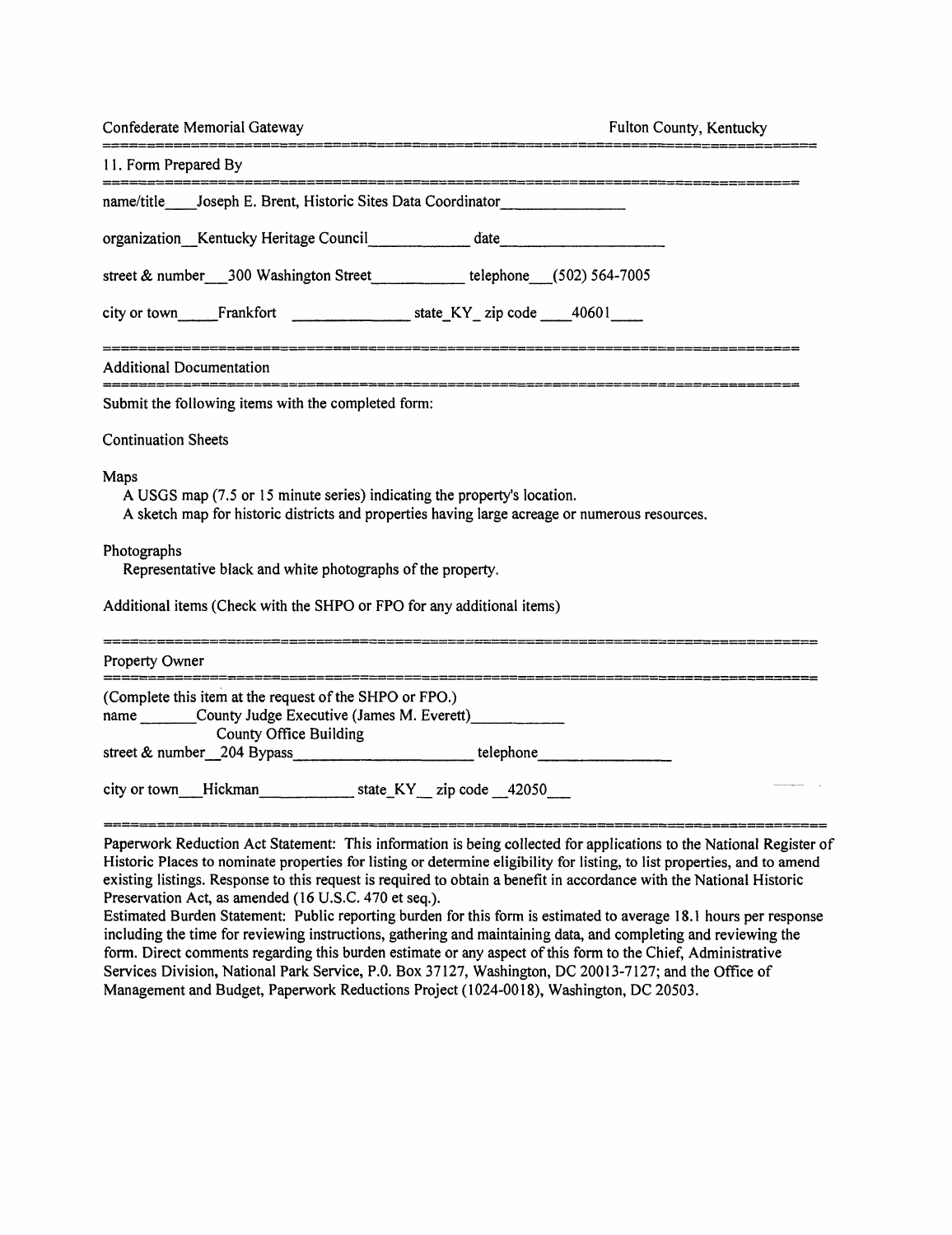Confederate Memorial Gateway — Fulton County, Kentucky

## 11. Form Prepared By

name/title Joseph E. Brent, Historic Sites Data Coordinator

organization Kentucky Heritage Council date

street & number 300 Washington Street telephone (502) 564-7005

city or town Frankfort state KY zip code 40601

## Additional Documentation

Submit the following items with the completed form:

Continuation Sheets

Maps
- A USGS map (7.5 or 15 minute series) indicating the property's location.
- A sketch map for historic districts and properties having large acreage or numerous resources.

Photographs
- Representative black and white photographs of the property.

Additional items (Check with the SHPO or FPO for any additional items)

## Property Owner

(Complete this item at the request of the SHPO or FPO.)

name County Judge Executive (James M. Everett)

County Office Building

street & number 204 Bypass telephone

city or town Hickman state KY zip code 42050

Paperwork Reduction Act Statement: This information is being collected for applications to the National Register of Historic Places to nominate properties for listing or determine eligibility for listing, to list properties, and to amend existing listings. Response to this request is required to obtain a benefit in accordance with the National Historic Preservation Act, as amended (16 U.S.C. 470 et seq.).

Estimated Burden Statement: Public reporting burden for this form is estimated to average 18.1 hours per response including the time for reviewing instructions, gathering and maintaining data, and completing and reviewing the form. Direct comments regarding this burden estimate or any aspect of this form to the Chief, Administrative Services Division, National Park Service, P.O. Box 37127, Washington, DC 20013-7127; and the Office of Management and Budget, Paperwork Reductions Project (1024-0018), Washington, DC 20503.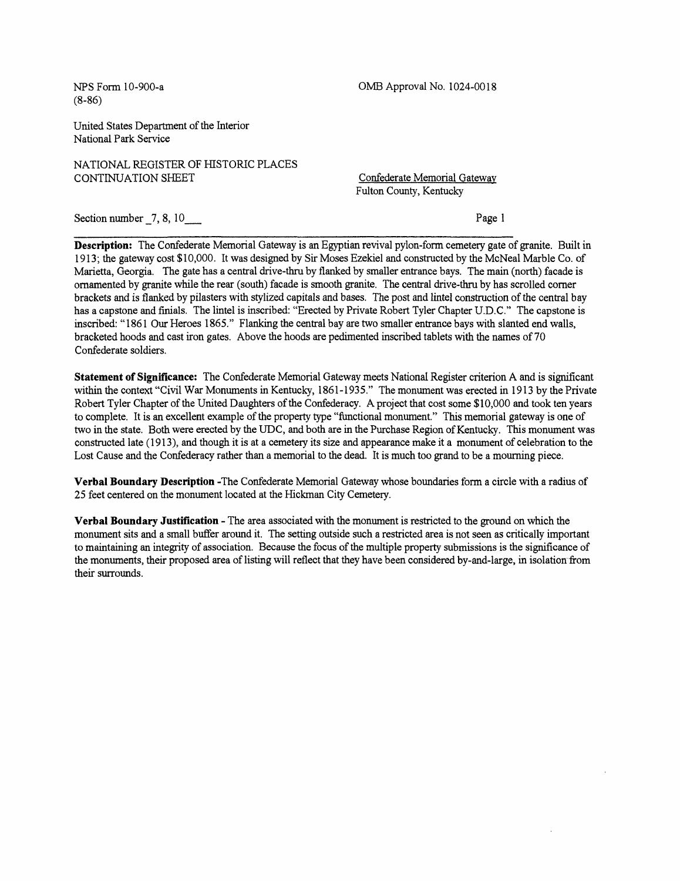NPS Form 10-900-a
(8-86)

OMB Approval No. 1024-0018

United States Department of the Interior
National Park Service

NATIONAL REGISTER OF HISTORIC PLACES
CONTINUATION SHEET

Confederate Memorial Gateway
Fulton County, Kentucky

Section number _7, 8, 10___

Page 1

**Description:** The Confederate Memorial Gateway is an Egyptian revival pylon-form cemetery gate of granite. Built in 1913; the gateway cost $10,000. It was designed by Sir Moses Ezekiel and constructed by the McNeal Marble Co. of Marietta, Georgia. The gate has a central drive-thru by flanked by smaller entrance bays. The main (north) facade is ornamented by granite while the rear (south) facade is smooth granite. The central drive-thru by has scrolled corner brackets and is flanked by pilasters with stylized capitals and bases. The post and lintel construction of the central bay has a capstone and finials. The lintel is inscribed: "Erected by Private Robert Tyler Chapter U.D.C." The capstone is inscribed: "1861 Our Heroes 1865." Flanking the central bay are two smaller entrance bays with slanted end walls, bracketed hoods and cast iron gates. Above the hoods are pedimented inscribed tablets with the names of 70 Confederate soldiers.

**Statement of Significance:** The Confederate Memorial Gateway meets National Register criterion A and is significant within the context "Civil War Monuments in Kentucky, 1861-1935." The monument was erected in 1913 by the Private Robert Tyler Chapter of the United Daughters of the Confederacy. A project that cost some $10,000 and took ten years to complete. It is an excellent example of the property type "functional monument." This memorial gateway is one of two in the state. Both were erected by the UDC, and both are in the Purchase Region of Kentucky. This monument was constructed late (1913), and though it is at a cemetery its size and appearance make it a monument of celebration to the Lost Cause and the Confederacy rather than a memorial to the dead. It is much too grand to be a mourning piece.

**Verbal Boundary Description** -The Confederate Memorial Gateway whose boundaries form a circle with a radius of 25 feet centered on the monument located at the Hickman City Cemetery.

**Verbal Boundary Justification** - The area associated with the monument is restricted to the ground on which the monument sits and a small buffer around it. The setting outside such a restricted area is not seen as critically important to maintaining an integrity of association. Because the focus of the multiple property submissions is the significance of the monuments, their proposed area of listing will reflect that they have been considered by-and-large, in isolation from their surrounds.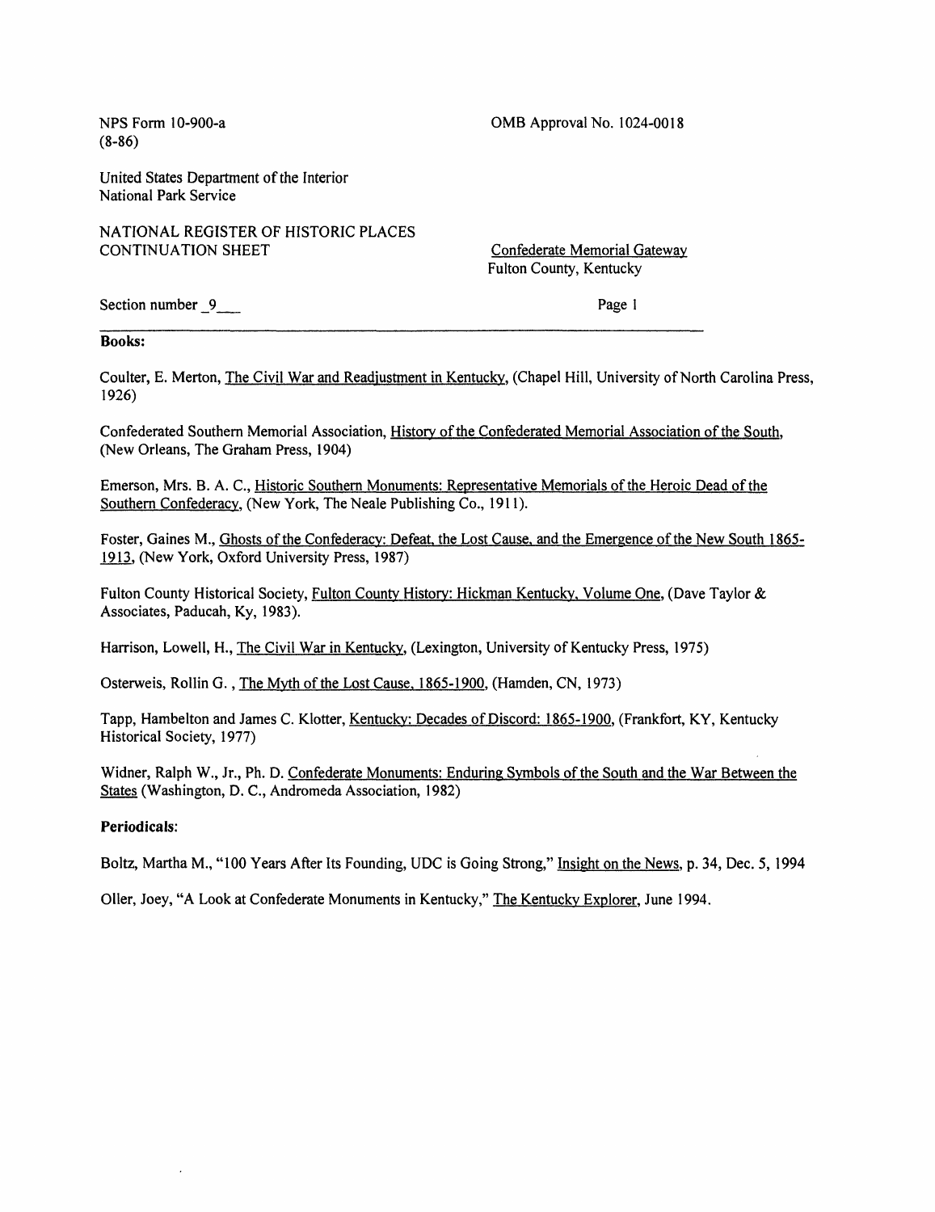NPS Form 10-900-a
(8-86)

OMB Approval No. 1024-0018

United States Department of the Interior
National Park Service

NATIONAL REGISTER OF HISTORIC PLACES
CONTINUATION SHEET

Confederate Memorial Gateway
Fulton County, Kentucky

Section number 9

**Books:**

Coulter, E. Merton, The Civil War and Readjustment in Kentucky, (Chapel Hill, University of North Carolina Press, 1926)

Confederated Southern Memorial Association, History of the Confederated Memorial Association of the South, (New Orleans, The Graham Press, 1904)

Emerson, Mrs. B. A. C., Historic Southern Monuments: Representative Memorials of the Heroic Dead of the Southern Confederacy, (New York, The Neale Publishing Co., 1911).

Foster, Gaines M., Ghosts of the Confederacy: Defeat, the Lost Cause, and the Emergence of the New South 1865-1913, (New York, Oxford University Press, 1987)

Fulton County Historical Society, Fulton County History: Hickman Kentucky, Volume One, (Dave Taylor & Associates, Paducah, Ky, 1983).

Harrison, Lowell, H., The Civil War in Kentucky, (Lexington, University of Kentucky Press, 1975)

Osterweis, Rollin G. , The Myth of the Lost Cause, 1865-1900, (Hamden, CN, 1973)

Tapp, Hambelton and James C. Klotter, Kentucky: Decades of Discord: 1865-1900, (Frankfort, KY, Kentucky Historical Society, 1977)

Widner, Ralph W., Jr., Ph. D. Confederate Monuments: Enduring Symbols of the South and the War Between the States (Washington, D. C., Andromeda Association, 1982)

**Periodicals:**

Boltz, Martha M., "100 Years After Its Founding, UDC is Going Strong," Insight on the News, p. 34, Dec. 5, 1994

Oller, Joey, "A Look at Confederate Monuments in Kentucky," The Kentucky Explorer, June 1994.